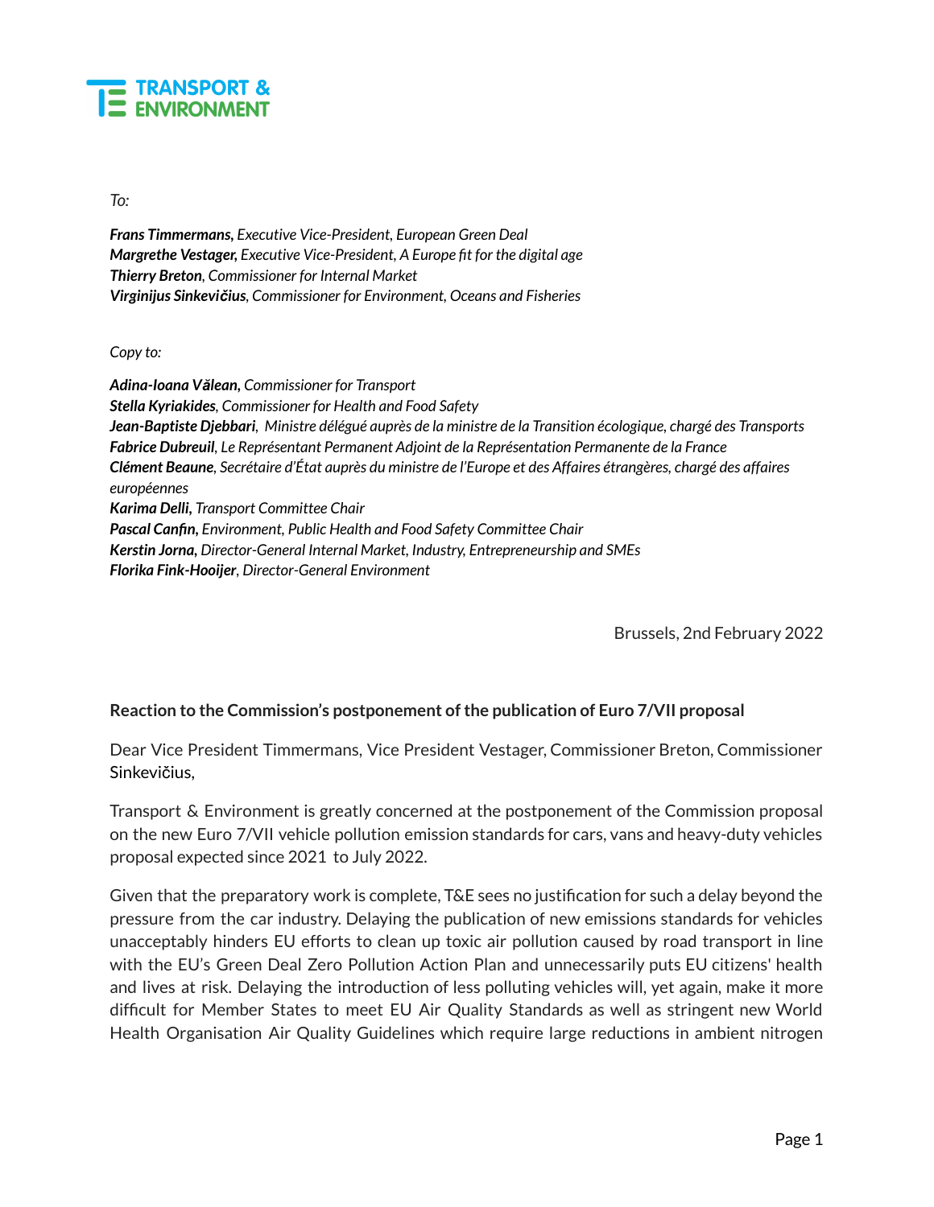**TRANSPORT & ENVIRONMENT**

*To:*

***Frans Timmermans,** Executive Vice-President, European Green Deal*
***Margrethe Vestager,** Executive Vice-President, A Europe fit for the digital age*
***Thierry Breton**, Commissioner for Internal Market*
***Virginijus Sinkevičius**, Commissioner for Environment, Oceans and Fisheries*

*Copy to:*

***Adina-Ioana Vălean,** Commissioner for Transport*
***Stella Kyriakides**, Commissioner for Health and Food Safety*
***Jean-Baptiste Djebbari**, Ministre délégué auprès de la ministre de la Transition écologique, chargé des Transports*
***Fabrice Dubreuil**, Le Représentant Permanent Adjoint de la Représentation Permanente de la France*
***Clément Beaune**, Secrétaire d'État auprès du ministre de l'Europe et des Affaires étrangères, chargé des affaires européennes*
***Karima Delli,** Transport Committee Chair*
***Pascal Canfin,** Environment, Public Health and Food Safety Committee Chair*
***Kerstin Jorna,** Director-General Internal Market, Industry, Entrepreneurship and SMEs*
***Florika Fink-Hooijer**, Director-General Environment*

Brussels, 2nd February 2022

**Reaction to the Commission's postponement of the publication of Euro 7/VII proposal**

Dear Vice President Timmermans, Vice President Vestager, Commissioner Breton, Commissioner Sinkevičius,

Transport & Environment is greatly concerned at the postponement of the Commission proposal on the new Euro 7/VII vehicle pollution emission standards for cars, vans and heavy-duty vehicles proposal expected since 2021 to July 2022.

Given that the preparatory work is complete, T&E sees no justification for such a delay beyond the pressure from the car industry. Delaying the publication of new emissions standards for vehicles unacceptably hinders EU efforts to clean up toxic air pollution caused by road transport in line with the EU's Green Deal Zero Pollution Action Plan and unnecessarily puts EU citizens' health and lives at risk. Delaying the introduction of less polluting vehicles will, yet again, make it more difficult for Member States to meet EU Air Quality Standards as well as stringent new World Health Organisation Air Quality Guidelines which require large reductions in ambient nitrogen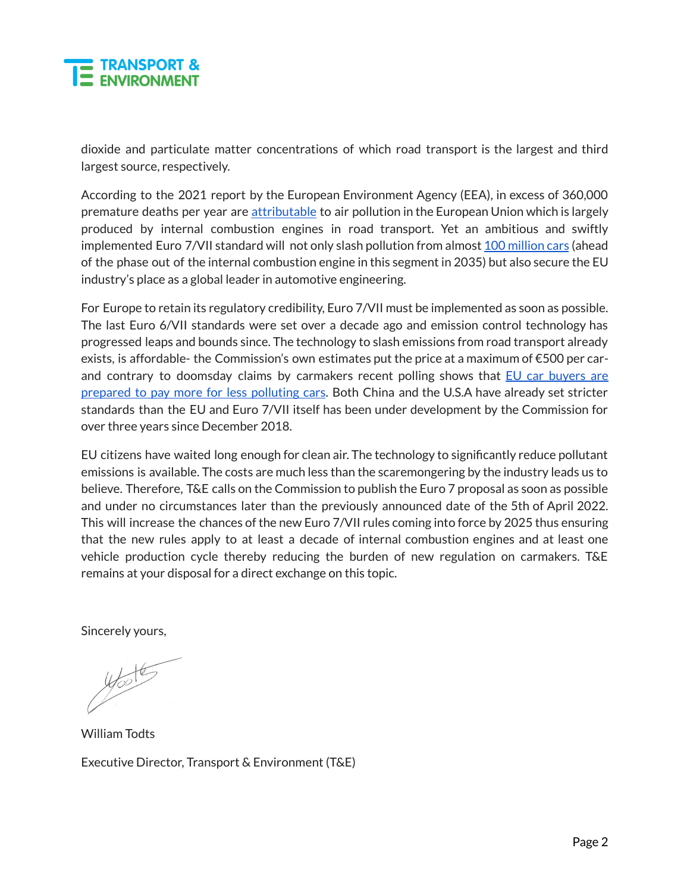dioxide and particulate matter concentrations of which road transport is the largest and third largest source, respectively.

According to the 2021 report by the European Environment Agency (EEA), in excess of 360,000 premature deaths per year are attributable to air pollution in the European Union which is largely produced by internal combustion engines in road transport. Yet an ambitious and swiftly implemented Euro 7/VII standard will not only slash pollution from almost 100 million cars (ahead of the phase out of the internal combustion engine in this segment in 2035) but also secure the EU industry's place as a global leader in automotive engineering.

For Europe to retain its regulatory credibility, Euro 7/VII must be implemented as soon as possible. The last Euro 6/VII standards were set over a decade ago and emission control technology has progressed leaps and bounds since. The technology to slash emissions from road transport already exists, is affordable- the Commission's own estimates put the price at a maximum of €500 per car- and contrary to doomsday claims by carmakers recent polling shows that EU car buyers are prepared to pay more for less polluting cars. Both China and the U.S.A have already set stricter standards than the EU and Euro 7/VII itself has been under development by the Commission for over three years since December 2018.

EU citizens have waited long enough for clean air. The technology to significantly reduce pollutant emissions is available. The costs are much less than the scaremongering by the industry leads us to believe. Therefore, T&E calls on the Commission to publish the Euro 7 proposal as soon as possible and under no circumstances later than the previously announced date of the 5th of April 2022. This will increase the chances of the new Euro 7/VII rules coming into force by 2025 thus ensuring that the new rules apply to at least a decade of internal combustion engines and at least one vehicle production cycle thereby reducing the burden of new regulation on carmakers. T&E remains at your disposal for a direct exchange on this topic.

Sincerely yours,

William Todts

Executive Director, Transport & Environment (T&E)